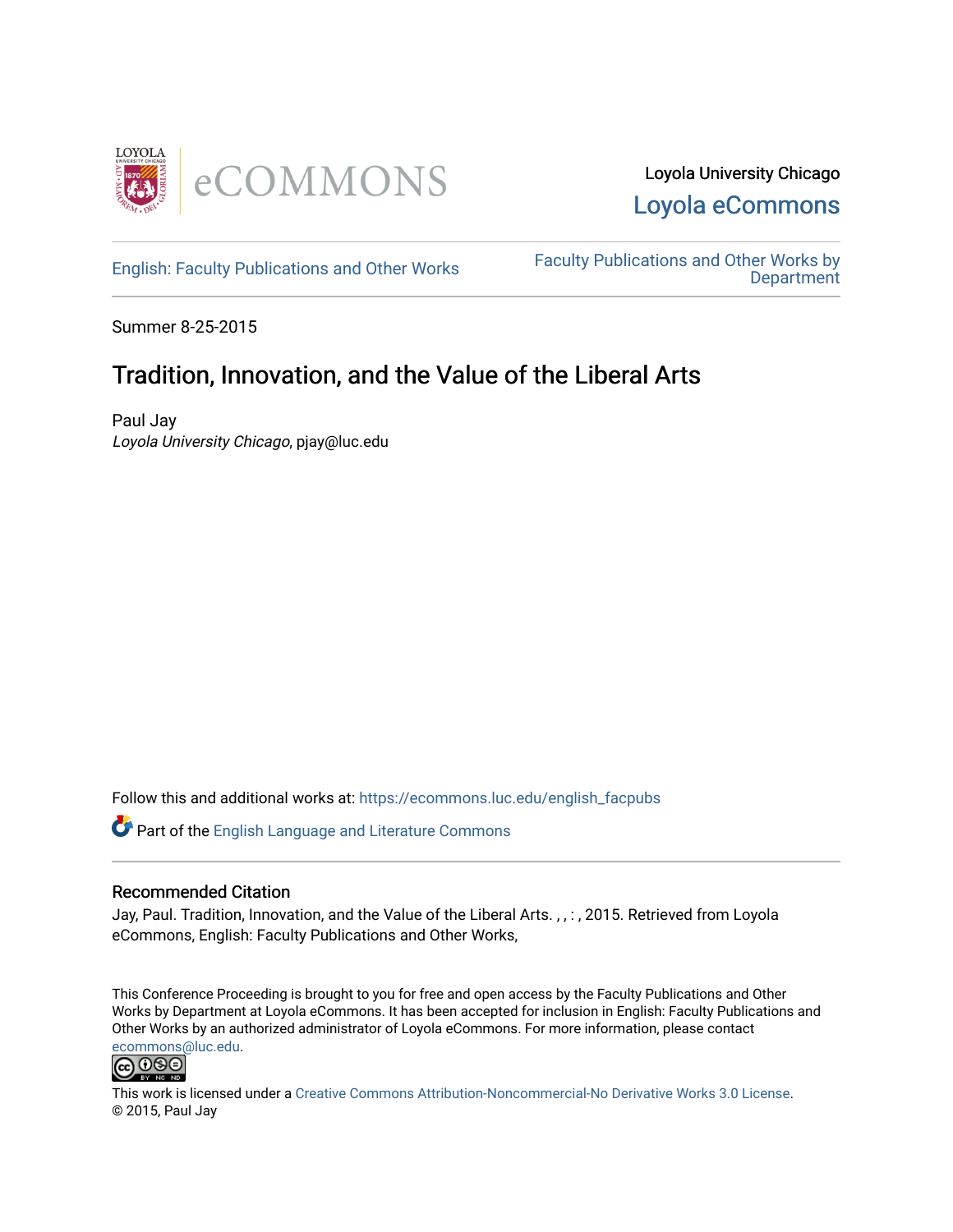Loyola University Chicago

Loyola eCommons

English: Faculty Publications and Other Works

Faculty Publications and Other Works by Department

Summer 8-25-2015

# Tradition, Innovation, and the Value of the Liberal Arts

Paul Jay

*Loyola University Chicago*, pjay@luc.edu

Follow this and additional works at: https://ecommons.luc.edu/english_facpubs

Part of the English Language and Literature Commons

## Recommended Citation

Jay, Paul. Tradition, Innovation, and the Value of the Liberal Arts. , , : , 2015. Retrieved from Loyola eCommons, English: Faculty Publications and Other Works,

This Conference Proceeding is brought to you for free and open access by the Faculty Publications and Other Works by Department at Loyola eCommons. It has been accepted for inclusion in English: Faculty Publications and Other Works by an authorized administrator of Loyola eCommons. For more information, please contact ecommons@luc.edu.

This work is licensed under a Creative Commons Attribution-Noncommercial-No Derivative Works 3.0 License.
© 2015, Paul Jay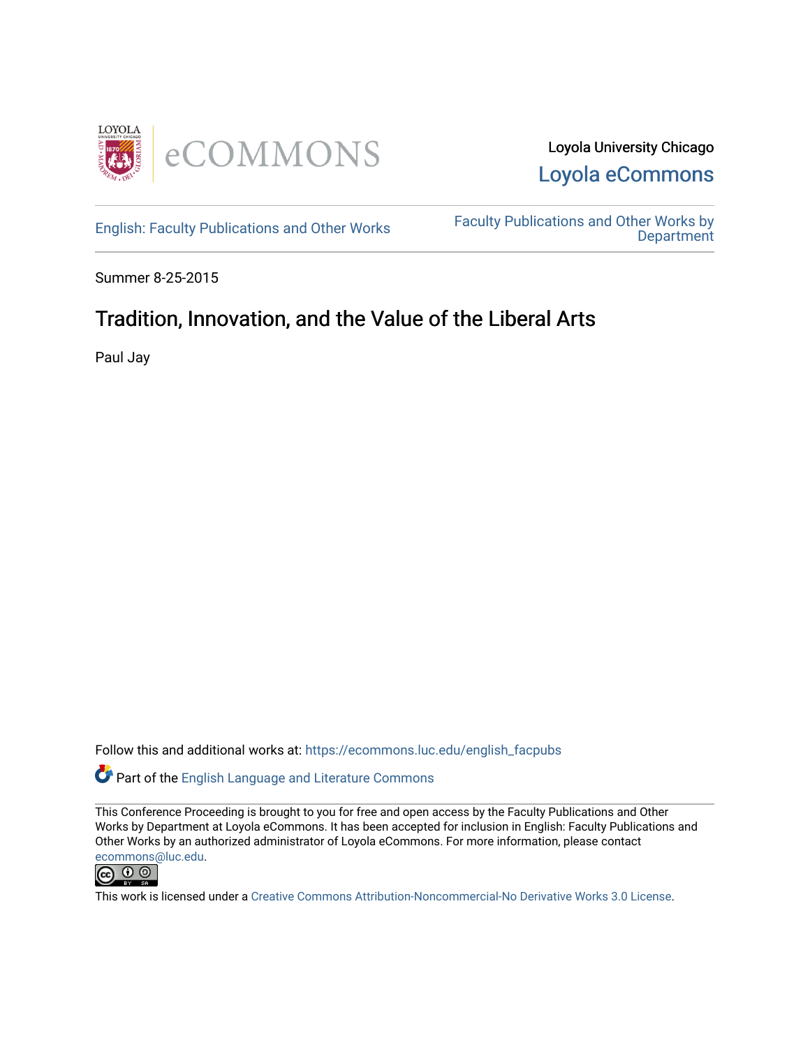Loyola University Chicago

Loyola eCommons

English: Faculty Publications and Other Works

Faculty Publications and Other Works by Department

Summer 8-25-2015

# Tradition, Innovation, and the Value of the Liberal Arts

Paul Jay

Follow this and additional works at: https://ecommons.luc.edu/english_facpubs

Part of the English Language and Literature Commons

This Conference Proceeding is brought to you for free and open access by the Faculty Publications and Other Works by Department at Loyola eCommons. It has been accepted for inclusion in English: Faculty Publications and Other Works by an authorized administrator of Loyola eCommons. For more information, please contact ecommons@luc.edu.

This work is licensed under a Creative Commons Attribution-Noncommercial-No Derivative Works 3.0 License.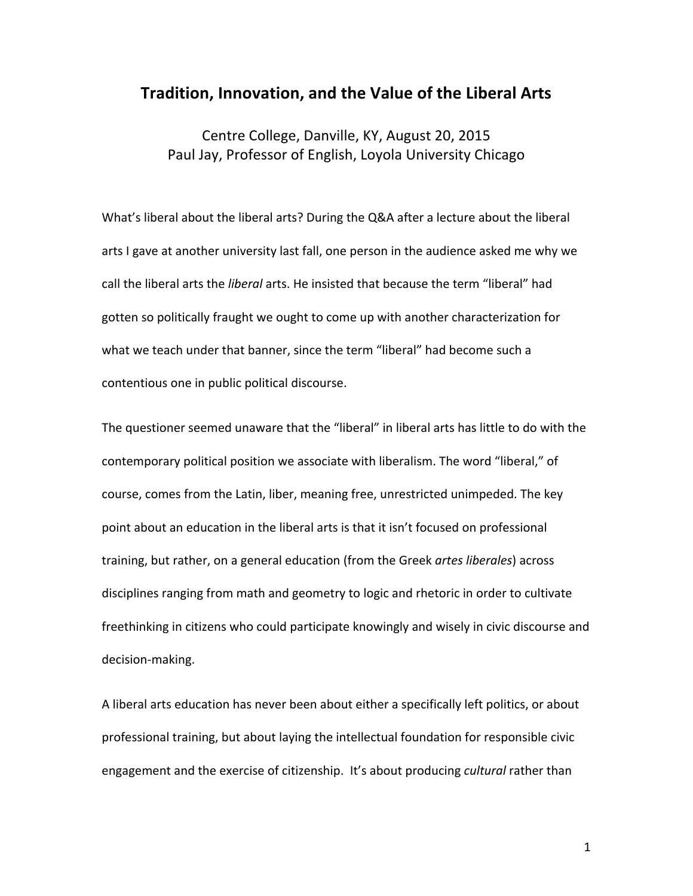## Tradition, Innovation, and the Value of the Liberal Arts

Centre College, Danville, KY, August 20, 2015
Paul Jay, Professor of English, Loyola University Chicago

What's liberal about the liberal arts? During the Q&A after a lecture about the liberal arts I gave at another university last fall, one person in the audience asked me why we call the liberal arts the *liberal* arts. He insisted that because the term "liberal" had gotten so politically fraught we ought to come up with another characterization for what we teach under that banner, since the term "liberal" had become such a contentious one in public political discourse.

The questioner seemed unaware that the "liberal" in liberal arts has little to do with the contemporary political position we associate with liberalism. The word "liberal," of course, comes from the Latin, liber, meaning free, unrestricted unimpeded. The key point about an education in the liberal arts is that it isn't focused on professional training, but rather, on a general education (from the Greek *artes liberales*) across disciplines ranging from math and geometry to logic and rhetoric in order to cultivate freethinking in citizens who could participate knowingly and wisely in civic discourse and decision-making.

A liberal arts education has never been about either a specifically left politics, or about professional training, but about laying the intellectual foundation for responsible civic engagement and the exercise of citizenship. It's about producing *cultural* rather than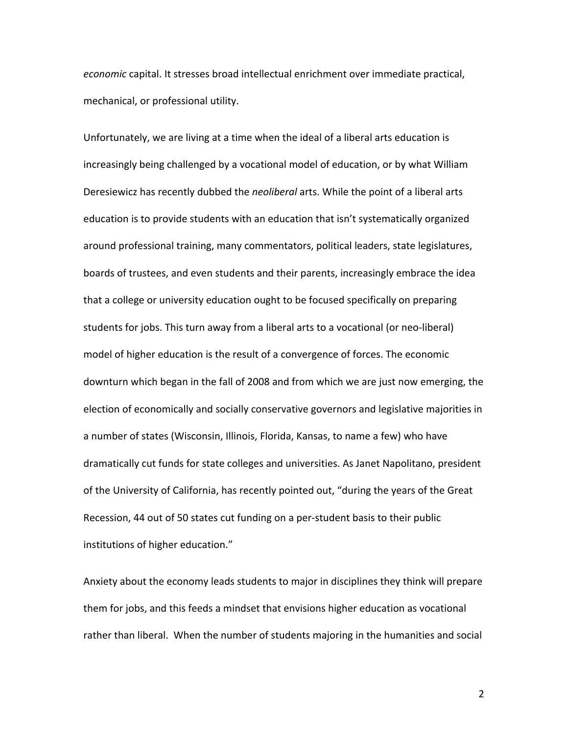*economic* capital. It stresses broad intellectual enrichment over immediate practical, mechanical, or professional utility.

Unfortunately, we are living at a time when the ideal of a liberal arts education is increasingly being challenged by a vocational model of education, or by what William Deresiewicz has recently dubbed the *neoliberal* arts. While the point of a liberal arts education is to provide students with an education that isn't systematically organized around professional training, many commentators, political leaders, state legislatures, boards of trustees, and even students and their parents, increasingly embrace the idea that a college or university education ought to be focused specifically on preparing students for jobs. This turn away from a liberal arts to a vocational (or neo-liberal) model of higher education is the result of a convergence of forces. The economic downturn which began in the fall of 2008 and from which we are just now emerging, the election of economically and socially conservative governors and legislative majorities in a number of states (Wisconsin, Illinois, Florida, Kansas, to name a few) who have dramatically cut funds for state colleges and universities. As Janet Napolitano, president of the University of California, has recently pointed out, "during the years of the Great Recession, 44 out of 50 states cut funding on a per-student basis to their public institutions of higher education."

Anxiety about the economy leads students to major in disciplines they think will prepare them for jobs, and this feeds a mindset that envisions higher education as vocational rather than liberal. When the number of students majoring in the humanities and social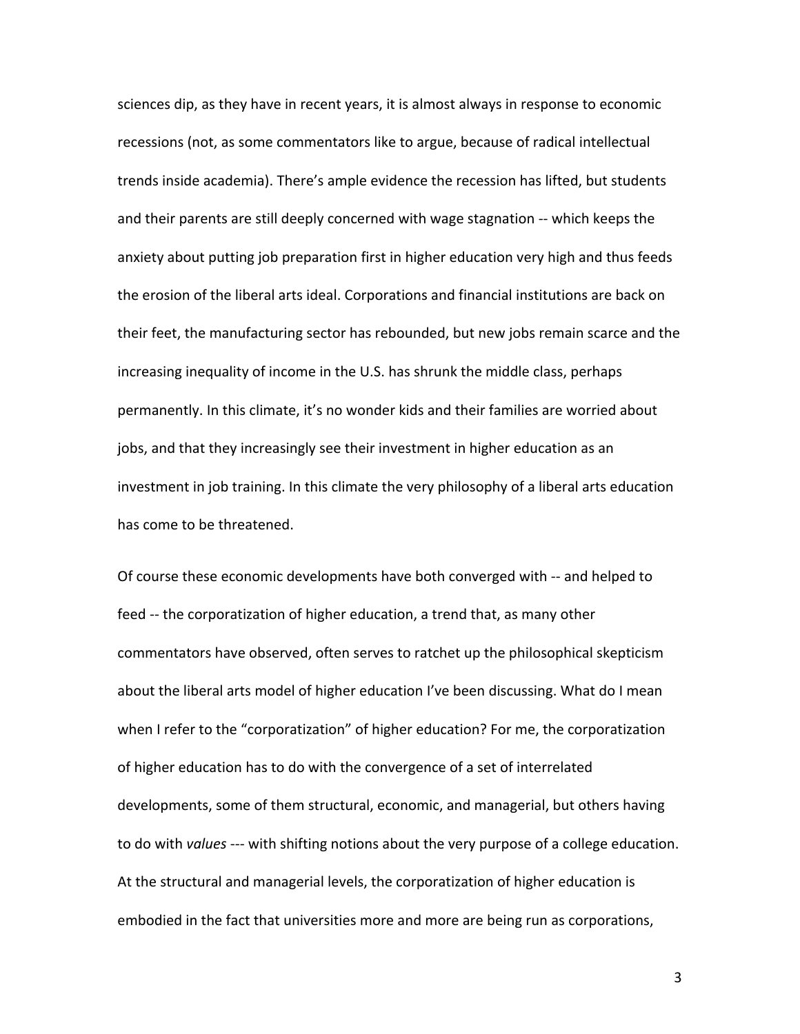sciences dip, as they have in recent years, it is almost always in response to economic recessions (not, as some commentators like to argue, because of radical intellectual trends inside academia). There's ample evidence the recession has lifted, but students and their parents are still deeply concerned with wage stagnation -- which keeps the anxiety about putting job preparation first in higher education very high and thus feeds the erosion of the liberal arts ideal. Corporations and financial institutions are back on their feet, the manufacturing sector has rebounded, but new jobs remain scarce and the increasing inequality of income in the U.S. has shrunk the middle class, perhaps permanently. In this climate, it's no wonder kids and their families are worried about jobs, and that they increasingly see their investment in higher education as an investment in job training. In this climate the very philosophy of a liberal arts education has come to be threatened.

Of course these economic developments have both converged with -- and helped to feed -- the corporatization of higher education, a trend that, as many other commentators have observed, often serves to ratchet up the philosophical skepticism about the liberal arts model of higher education I've been discussing. What do I mean when I refer to the "corporatization" of higher education? For me, the corporatization of higher education has to do with the convergence of a set of interrelated developments, some of them structural, economic, and managerial, but others having to do with *values* --- with shifting notions about the very purpose of a college education. At the structural and managerial levels, the corporatization of higher education is embodied in the fact that universities more and more are being run as corporations,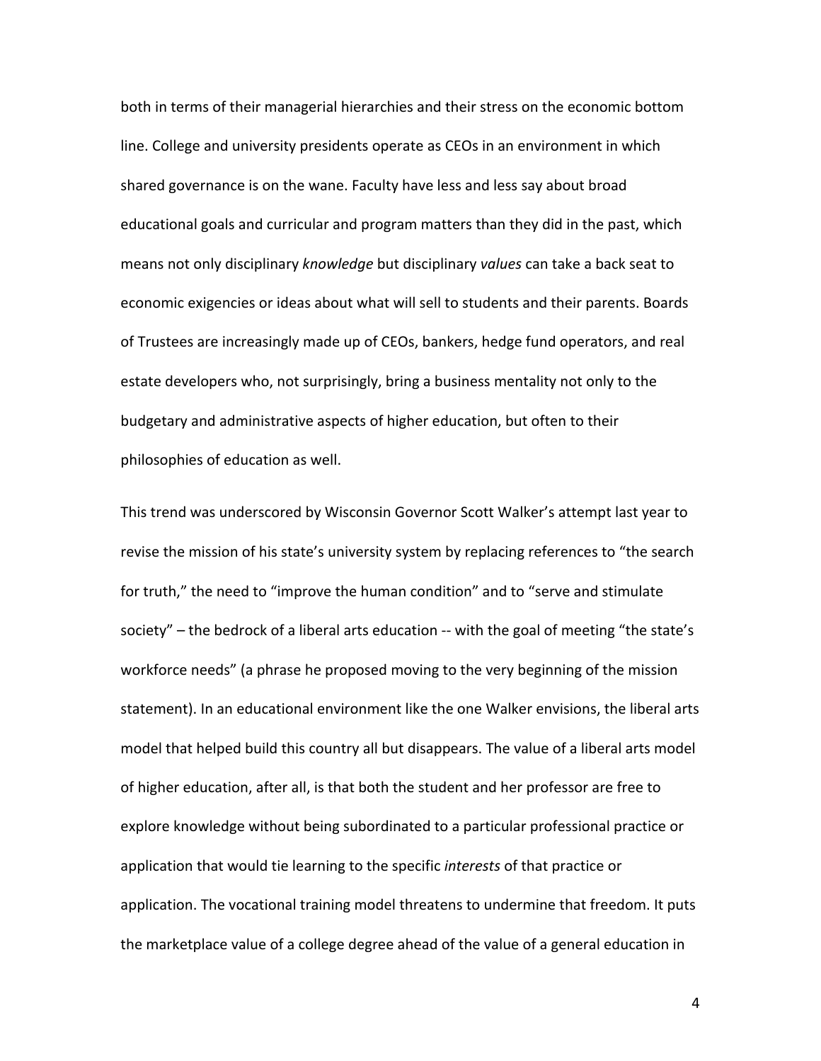both in terms of their managerial hierarchies and their stress on the economic bottom line. College and university presidents operate as CEOs in an environment in which shared governance is on the wane. Faculty have less and less say about broad educational goals and curricular and program matters than they did in the past, which means not only disciplinary *knowledge* but disciplinary *values* can take a back seat to economic exigencies or ideas about what will sell to students and their parents. Boards of Trustees are increasingly made up of CEOs, bankers, hedge fund operators, and real estate developers who, not surprisingly, bring a business mentality not only to the budgetary and administrative aspects of higher education, but often to their philosophies of education as well.

This trend was underscored by Wisconsin Governor Scott Walker's attempt last year to revise the mission of his state's university system by replacing references to "the search for truth," the need to "improve the human condition" and to "serve and stimulate society" – the bedrock of a liberal arts education -- with the goal of meeting "the state's workforce needs" (a phrase he proposed moving to the very beginning of the mission statement). In an educational environment like the one Walker envisions, the liberal arts model that helped build this country all but disappears. The value of a liberal arts model of higher education, after all, is that both the student and her professor are free to explore knowledge without being subordinated to a particular professional practice or application that would tie learning to the specific *interests* of that practice or application. The vocational training model threatens to undermine that freedom. It puts the marketplace value of a college degree ahead of the value of a general education in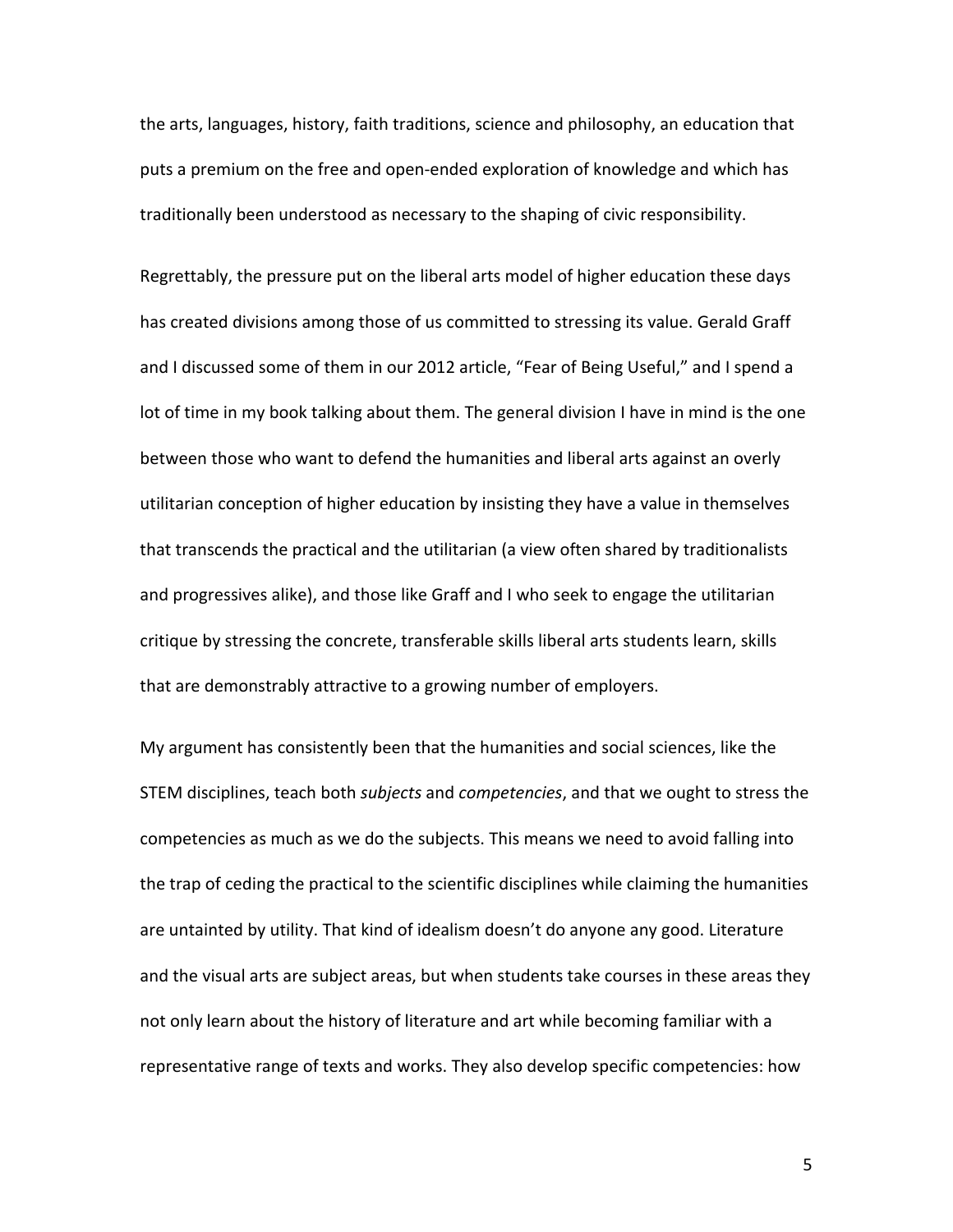the arts, languages, history, faith traditions, science and philosophy, an education that puts a premium on the free and open-ended exploration of knowledge and which has traditionally been understood as necessary to the shaping of civic responsibility.

Regrettably, the pressure put on the liberal arts model of higher education these days has created divisions among those of us committed to stressing its value. Gerald Graff and I discussed some of them in our 2012 article, "Fear of Being Useful," and I spend a lot of time in my book talking about them. The general division I have in mind is the one between those who want to defend the humanities and liberal arts against an overly utilitarian conception of higher education by insisting they have a value in themselves that transcends the practical and the utilitarian (a view often shared by traditionalists and progressives alike), and those like Graff and I who seek to engage the utilitarian critique by stressing the concrete, transferable skills liberal arts students learn, skills that are demonstrably attractive to a growing number of employers.

My argument has consistently been that the humanities and social sciences, like the STEM disciplines, teach both *subjects* and *competencies*, and that we ought to stress the competencies as much as we do the subjects. This means we need to avoid falling into the trap of ceding the practical to the scientific disciplines while claiming the humanities are untainted by utility. That kind of idealism doesn't do anyone any good. Literature and the visual arts are subject areas, but when students take courses in these areas they not only learn about the history of literature and art while becoming familiar with a representative range of texts and works. They also develop specific competencies: how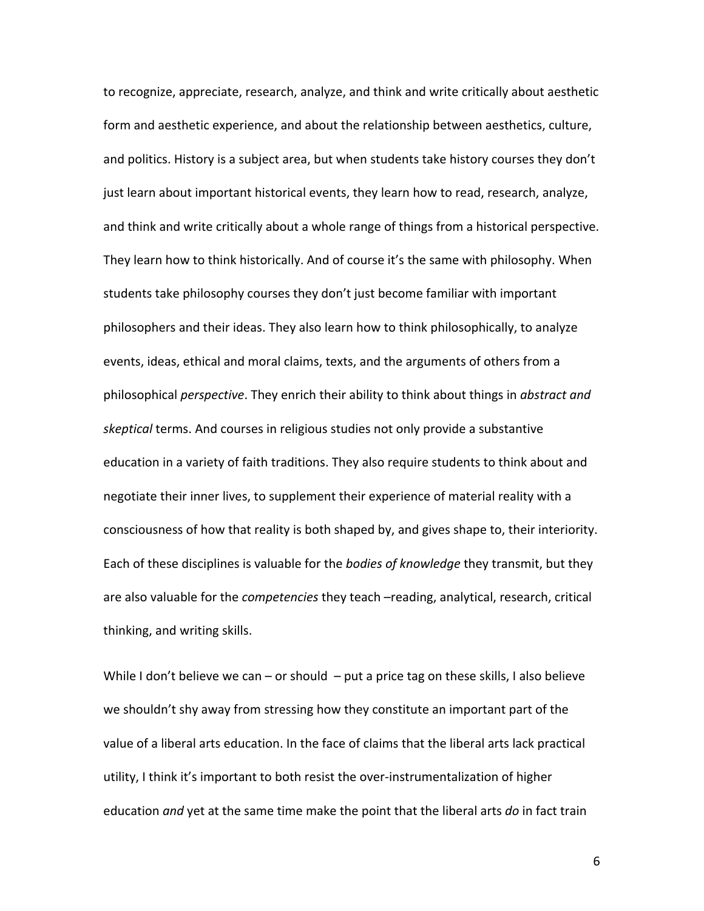to recognize, appreciate, research, analyze, and think and write critically about aesthetic form and aesthetic experience, and about the relationship between aesthetics, culture, and politics. History is a subject area, but when students take history courses they don't just learn about important historical events, they learn how to read, research, analyze, and think and write critically about a whole range of things from a historical perspective. They learn how to think historically. And of course it's the same with philosophy. When students take philosophy courses they don't just become familiar with important philosophers and their ideas. They also learn how to think philosophically, to analyze events, ideas, ethical and moral claims, texts, and the arguments of others from a philosophical *perspective*. They enrich their ability to think about things in *abstract and skeptical* terms. And courses in religious studies not only provide a substantive education in a variety of faith traditions. They also require students to think about and negotiate their inner lives, to supplement their experience of material reality with a consciousness of how that reality is both shaped by, and gives shape to, their interiority. Each of these disciplines is valuable for the *bodies of knowledge* they transmit, but they are also valuable for the *competencies* they teach –reading, analytical, research, critical thinking, and writing skills.

While I don't believe we can – or should – put a price tag on these skills, I also believe we shouldn't shy away from stressing how they constitute an important part of the value of a liberal arts education. In the face of claims that the liberal arts lack practical utility, I think it's important to both resist the over-instrumentalization of higher education *and* yet at the same time make the point that the liberal arts *do* in fact train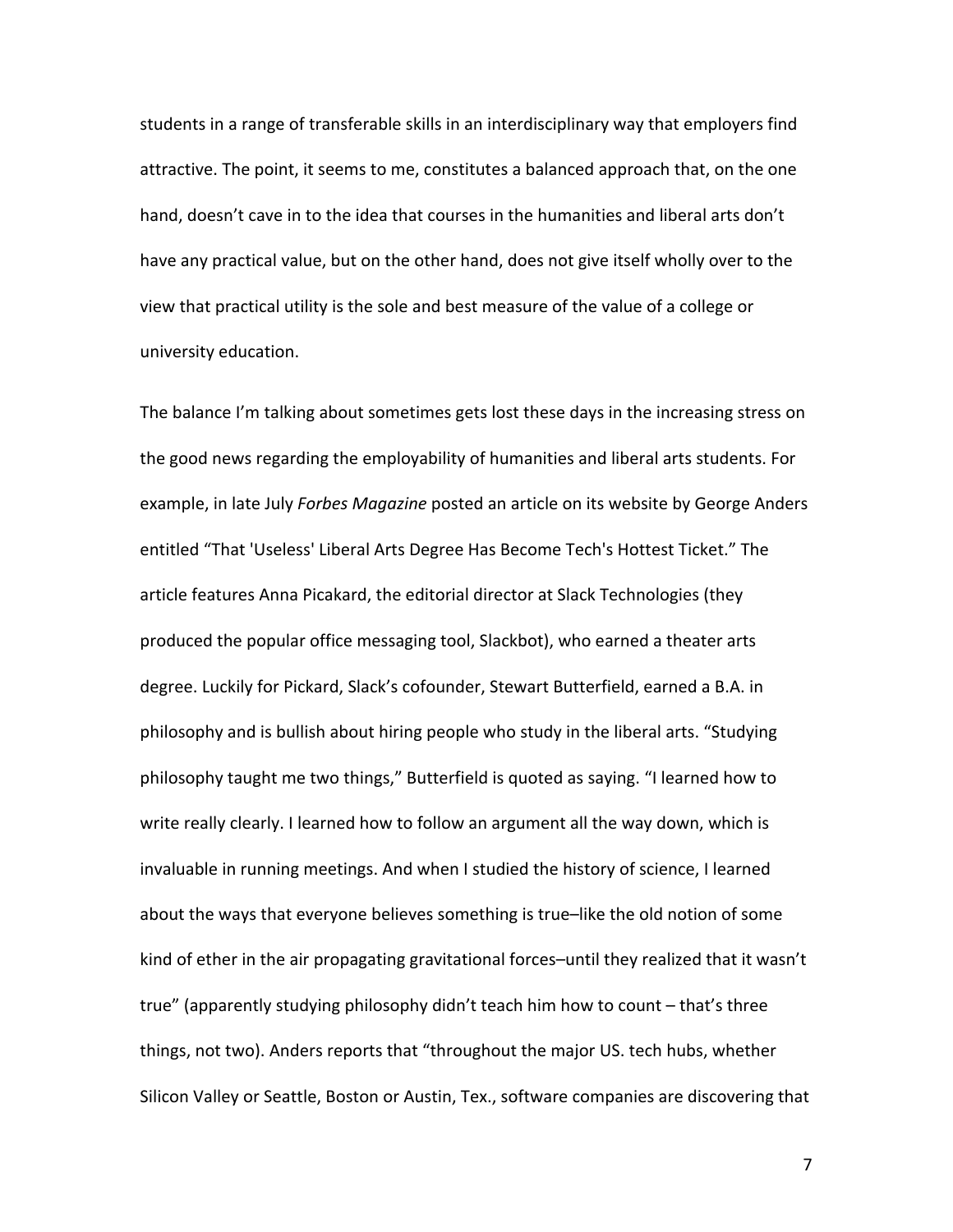students in a range of transferable skills in an interdisciplinary way that employers find attractive. The point, it seems to me, constitutes a balanced approach that, on the one hand, doesn't cave in to the idea that courses in the humanities and liberal arts don't have any practical value, but on the other hand, does not give itself wholly over to the view that practical utility is the sole and best measure of the value of a college or university education.

The balance I'm talking about sometimes gets lost these days in the increasing stress on the good news regarding the employability of humanities and liberal arts students. For example, in late July *Forbes Magazine* posted an article on its website by George Anders entitled "That 'Useless' Liberal Arts Degree Has Become Tech's Hottest Ticket." The article features Anna Picakard, the editorial director at Slack Technologies (they produced the popular office messaging tool, Slackbot), who earned a theater arts degree. Luckily for Pickard, Slack's cofounder, Stewart Butterfield, earned a B.A. in philosophy and is bullish about hiring people who study in the liberal arts. "Studying philosophy taught me two things," Butterfield is quoted as saying. "I learned how to write really clearly. I learned how to follow an argument all the way down, which is invaluable in running meetings. And when I studied the history of science, I learned about the ways that everyone believes something is true–like the old notion of some kind of ether in the air propagating gravitational forces–until they realized that it wasn't true" (apparently studying philosophy didn't teach him how to count – that's three things, not two). Anders reports that "throughout the major US. tech hubs, whether Silicon Valley or Seattle, Boston or Austin, Tex., software companies are discovering that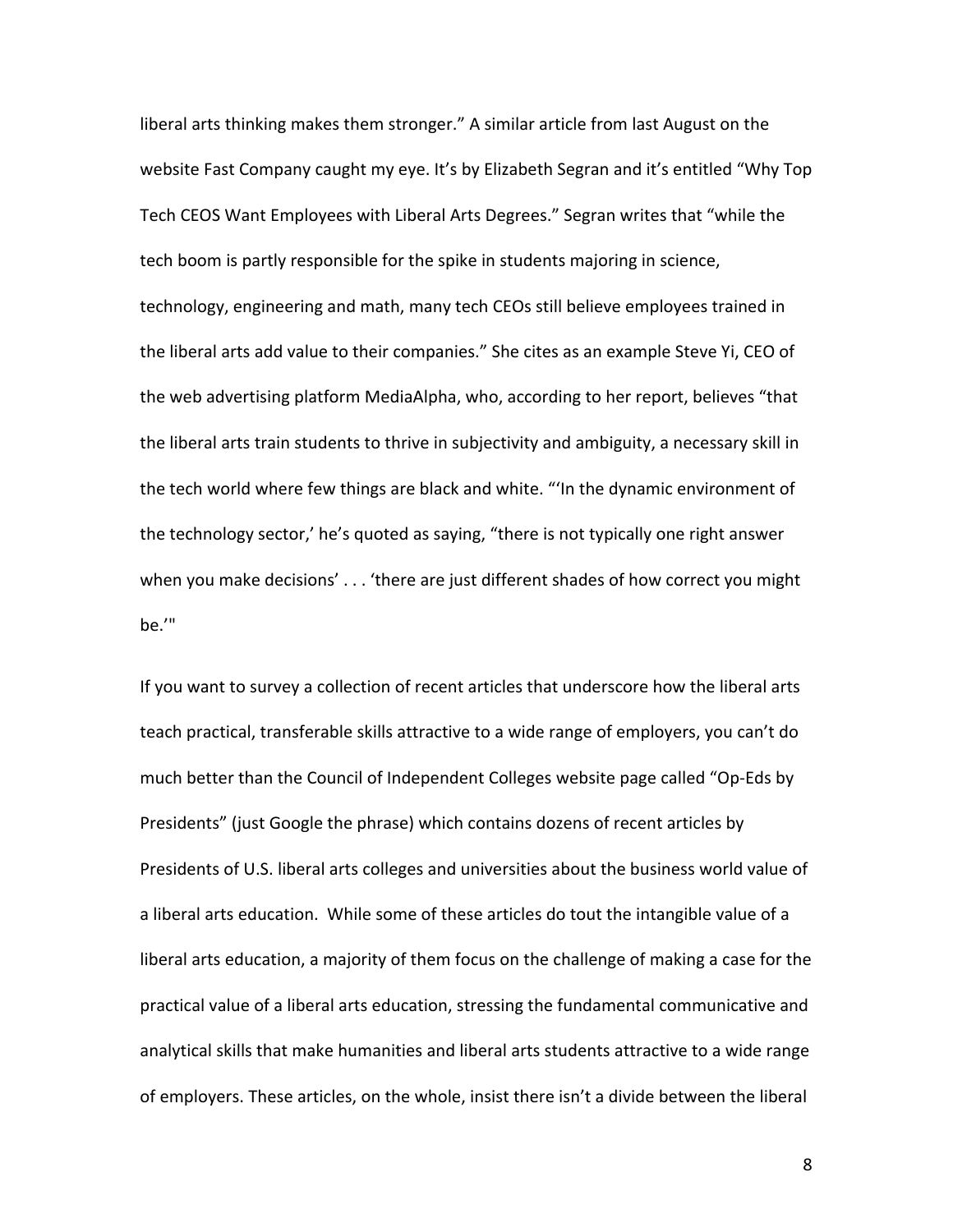liberal arts thinking makes them stronger." A similar article from last August on the website Fast Company caught my eye. It's by Elizabeth Segran and it's entitled "Why Top Tech CEOS Want Employees with Liberal Arts Degrees." Segran writes that "while the tech boom is partly responsible for the spike in students majoring in science, technology, engineering and math, many tech CEOs still believe employees trained in the liberal arts add value to their companies." She cites as an example Steve Yi, CEO of the web advertising platform MediaAlpha, who, according to her report, believes "that the liberal arts train students to thrive in subjectivity and ambiguity, a necessary skill in the tech world where few things are black and white. "'In the dynamic environment of the technology sector,' he's quoted as saying, "there is not typically one right answer when you make decisions' . . . 'there are just different shades of how correct you might be.'"

If you want to survey a collection of recent articles that underscore how the liberal arts teach practical, transferable skills attractive to a wide range of employers, you can't do much better than the Council of Independent Colleges website page called "Op-Eds by Presidents" (just Google the phrase) which contains dozens of recent articles by Presidents of U.S. liberal arts colleges and universities about the business world value of a liberal arts education. While some of these articles do tout the intangible value of a liberal arts education, a majority of them focus on the challenge of making a case for the practical value of a liberal arts education, stressing the fundamental communicative and analytical skills that make humanities and liberal arts students attractive to a wide range of employers. These articles, on the whole, insist there isn't a divide between the liberal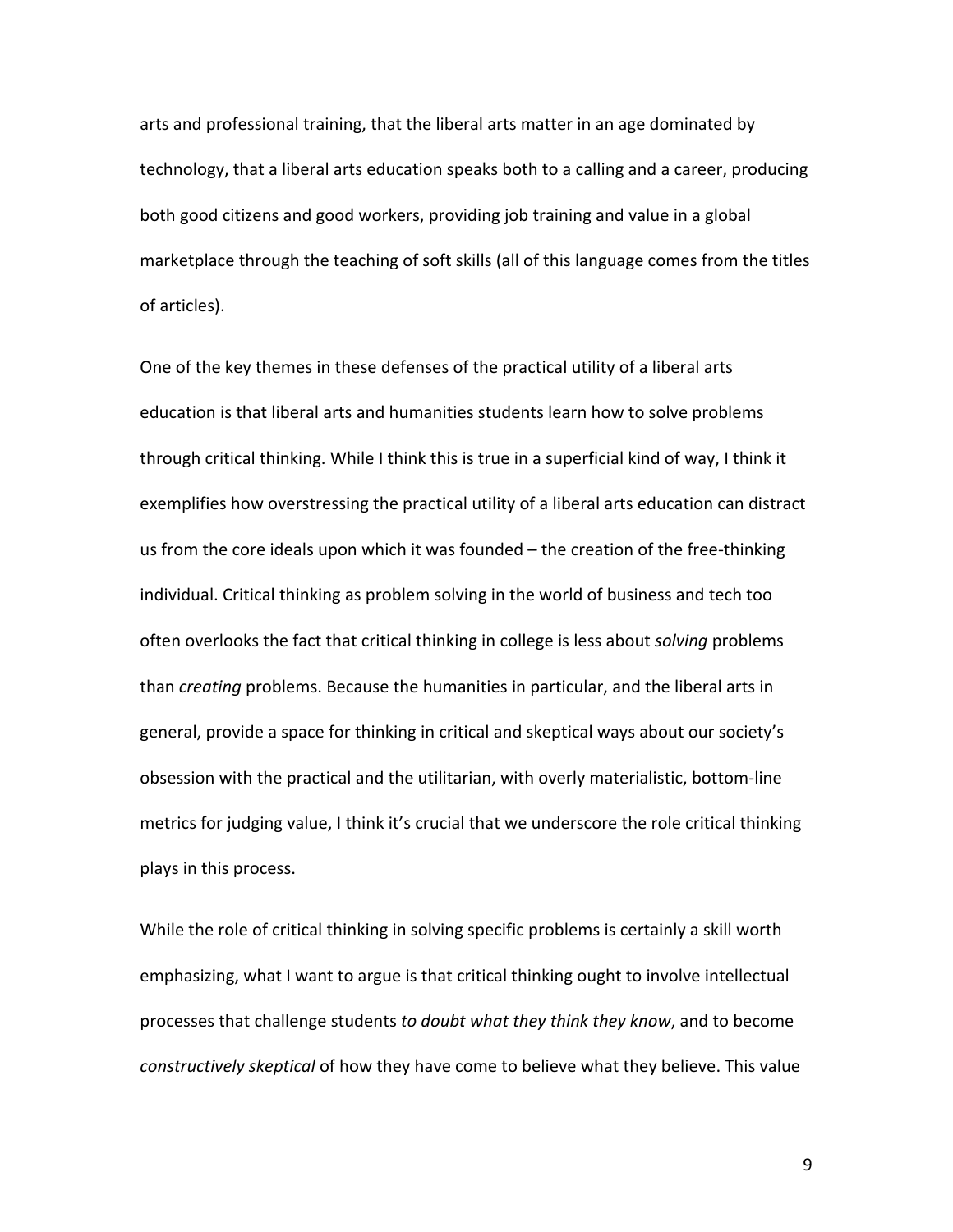arts and professional training, that the liberal arts matter in an age dominated by technology, that a liberal arts education speaks both to a calling and a career, producing both good citizens and good workers, providing job training and value in a global marketplace through the teaching of soft skills (all of this language comes from the titles of articles).

One of the key themes in these defenses of the practical utility of a liberal arts education is that liberal arts and humanities students learn how to solve problems through critical thinking. While I think this is true in a superficial kind of way, I think it exemplifies how overstressing the practical utility of a liberal arts education can distract us from the core ideals upon which it was founded – the creation of the free-thinking individual. Critical thinking as problem solving in the world of business and tech too often overlooks the fact that critical thinking in college is less about *solving* problems than *creating* problems. Because the humanities in particular, and the liberal arts in general, provide a space for thinking in critical and skeptical ways about our society's obsession with the practical and the utilitarian, with overly materialistic, bottom-line metrics for judging value, I think it's crucial that we underscore the role critical thinking plays in this process.

While the role of critical thinking in solving specific problems is certainly a skill worth emphasizing, what I want to argue is that critical thinking ought to involve intellectual processes that challenge students *to doubt what they think they know*, and to become *constructively skeptical* of how they have come to believe what they believe. This value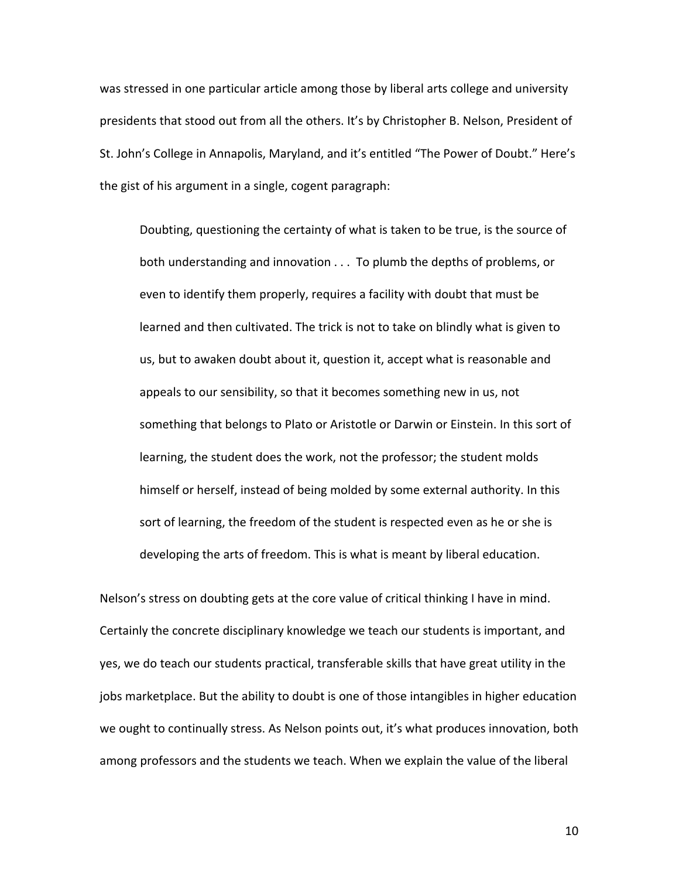was stressed in one particular article among those by liberal arts college and university presidents that stood out from all the others. It's by Christopher B. Nelson, President of St. John's College in Annapolis, Maryland, and it's entitled "The Power of Doubt." Here's the gist of his argument in a single, cogent paragraph:

> Doubting, questioning the certainty of what is taken to be true, is the source of both understanding and innovation . . . To plumb the depths of problems, or even to identify them properly, requires a facility with doubt that must be learned and then cultivated. The trick is not to take on blindly what is given to us, but to awaken doubt about it, question it, accept what is reasonable and appeals to our sensibility, so that it becomes something new in us, not something that belongs to Plato or Aristotle or Darwin or Einstein. In this sort of learning, the student does the work, not the professor; the student molds himself or herself, instead of being molded by some external authority. In this sort of learning, the freedom of the student is respected even as he or she is developing the arts of freedom. This is what is meant by liberal education.

Nelson's stress on doubting gets at the core value of critical thinking I have in mind. Certainly the concrete disciplinary knowledge we teach our students is important, and yes, we do teach our students practical, transferable skills that have great utility in the jobs marketplace. But the ability to doubt is one of those intangibles in higher education we ought to continually stress. As Nelson points out, it's what produces innovation, both among professors and the students we teach. When we explain the value of the liberal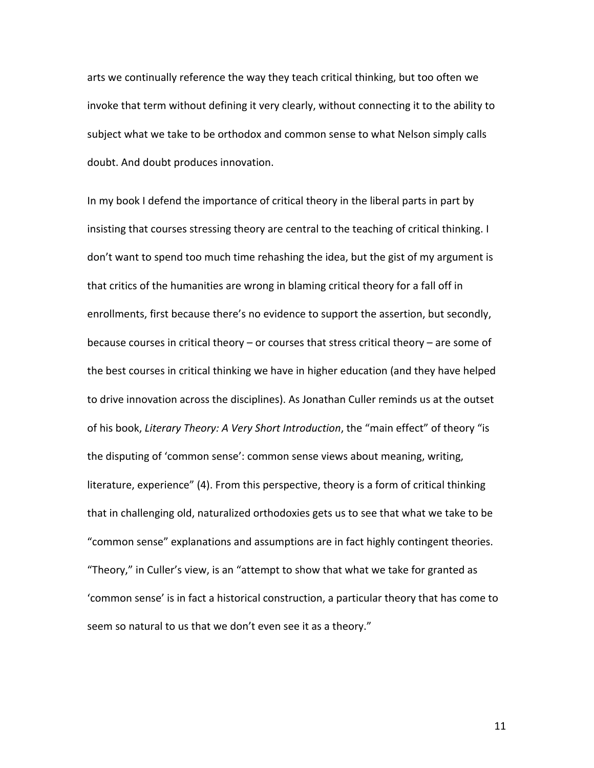arts we continually reference the way they teach critical thinking, but too often we invoke that term without defining it very clearly, without connecting it to the ability to subject what we take to be orthodox and common sense to what Nelson simply calls doubt. And doubt produces innovation.

In my book I defend the importance of critical theory in the liberal parts in part by insisting that courses stressing theory are central to the teaching of critical thinking. I don't want to spend too much time rehashing the idea, but the gist of my argument is that critics of the humanities are wrong in blaming critical theory for a fall off in enrollments, first because there's no evidence to support the assertion, but secondly, because courses in critical theory – or courses that stress critical theory – are some of the best courses in critical thinking we have in higher education (and they have helped to drive innovation across the disciplines). As Jonathan Culler reminds us at the outset of his book, *Literary Theory: A Very Short Introduction*, the "main effect" of theory "is the disputing of 'common sense': common sense views about meaning, writing, literature, experience" (4). From this perspective, theory is a form of critical thinking that in challenging old, naturalized orthodoxies gets us to see that what we take to be "common sense" explanations and assumptions are in fact highly contingent theories. "Theory," in Culler's view, is an "attempt to show that what we take for granted as 'common sense' is in fact a historical construction, a particular theory that has come to seem so natural to us that we don't even see it as a theory."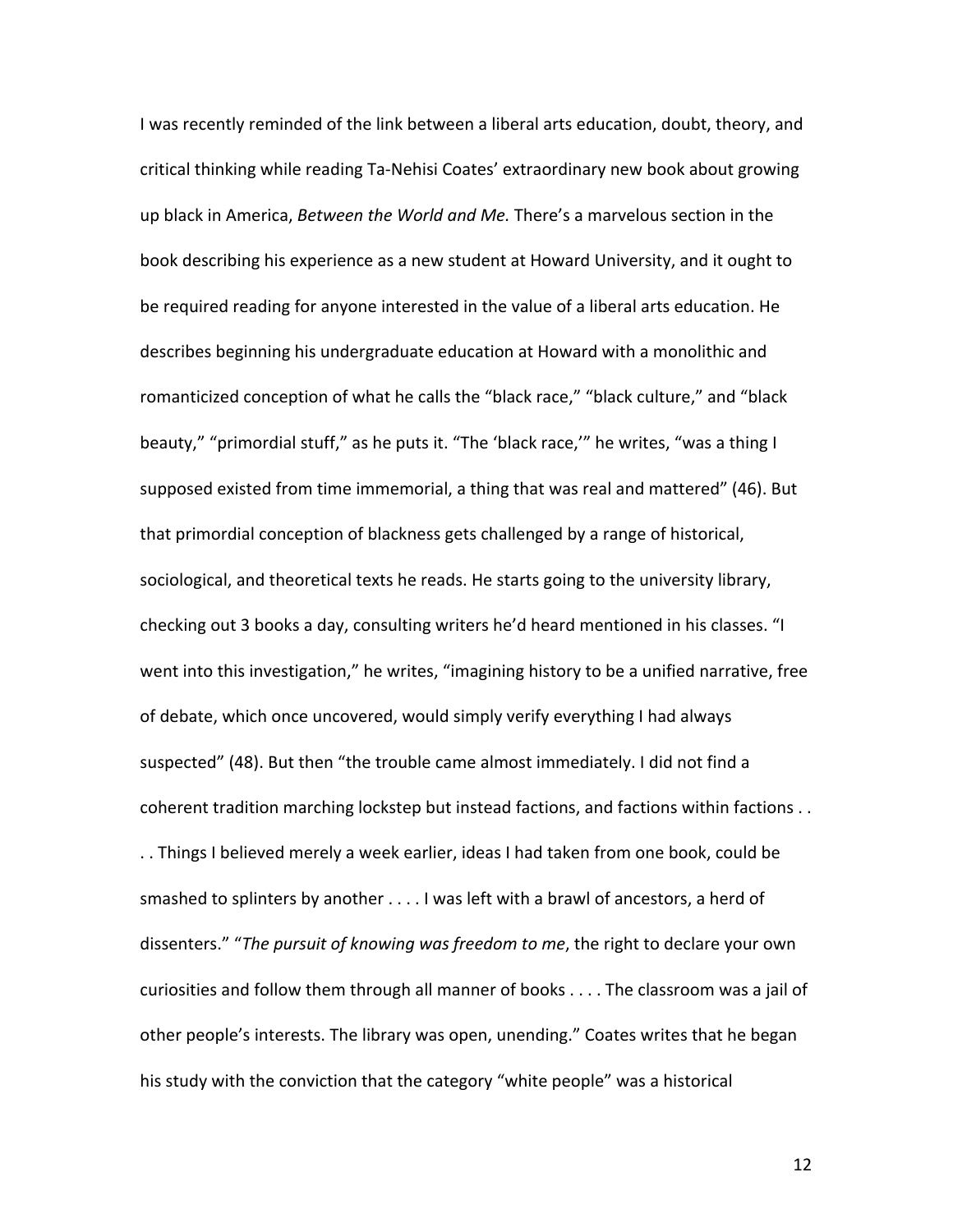I was recently reminded of the link between a liberal arts education, doubt, theory, and critical thinking while reading Ta-Nehisi Coates' extraordinary new book about growing up black in America, *Between the World and Me.* There's a marvelous section in the book describing his experience as a new student at Howard University, and it ought to be required reading for anyone interested in the value of a liberal arts education. He describes beginning his undergraduate education at Howard with a monolithic and romanticized conception of what he calls the "black race," "black culture," and "black beauty," "primordial stuff," as he puts it. "The 'black race,'" he writes, "was a thing I supposed existed from time immemorial, a thing that was real and mattered" (46). But that primordial conception of blackness gets challenged by a range of historical, sociological, and theoretical texts he reads. He starts going to the university library, checking out 3 books a day, consulting writers he'd heard mentioned in his classes. "I went into this investigation," he writes, "imagining history to be a unified narrative, free of debate, which once uncovered, would simply verify everything I had always suspected" (48). But then "the trouble came almost immediately. I did not find a coherent tradition marching lockstep but instead factions, and factions within factions . . . . Things I believed merely a week earlier, ideas I had taken from one book, could be smashed to splinters by another . . . . I was left with a brawl of ancestors, a herd of dissenters." "*The pursuit of knowing was freedom to me*, the right to declare your own curiosities and follow them through all manner of books . . . . The classroom was a jail of other people's interests. The library was open, unending." Coates writes that he began his study with the conviction that the category "white people" was a historical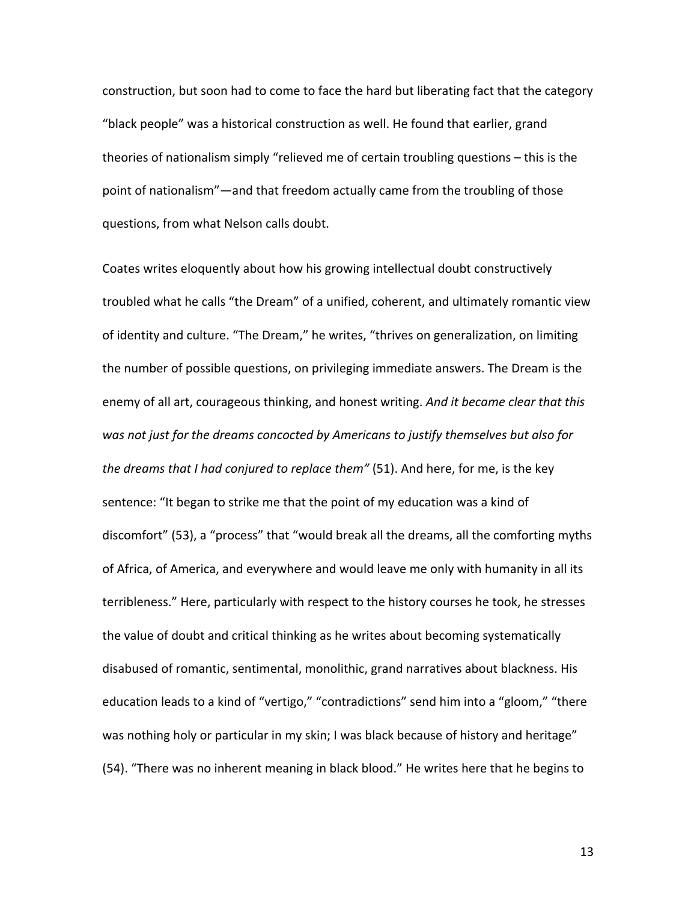construction, but soon had to come to face the hard but liberating fact that the category "black people" was a historical construction as well. He found that earlier, grand theories of nationalism simply "relieved me of certain troubling questions – this is the point of nationalism"—and that freedom actually came from the troubling of those questions, from what Nelson calls doubt.

Coates writes eloquently about how his growing intellectual doubt constructively troubled what he calls "the Dream" of a unified, coherent, and ultimately romantic view of identity and culture. "The Dream," he writes, "thrives on generalization, on limiting the number of possible questions, on privileging immediate answers. The Dream is the enemy of all art, courageous thinking, and honest writing. *And it became clear that this was not just for the dreams concocted by Americans to justify themselves but also for the dreams that I had conjured to replace them"* (51). And here, for me, is the key sentence: "It began to strike me that the point of my education was a kind of discomfort" (53), a "process" that "would break all the dreams, all the comforting myths of Africa, of America, and everywhere and would leave me only with humanity in all its terribleness." Here, particularly with respect to the history courses he took, he stresses the value of doubt and critical thinking as he writes about becoming systematically disabused of romantic, sentimental, monolithic, grand narratives about blackness. His education leads to a kind of "vertigo," "contradictions" send him into a "gloom," "there was nothing holy or particular in my skin; I was black because of history and heritage" (54). "There was no inherent meaning in black blood." He writes here that he begins to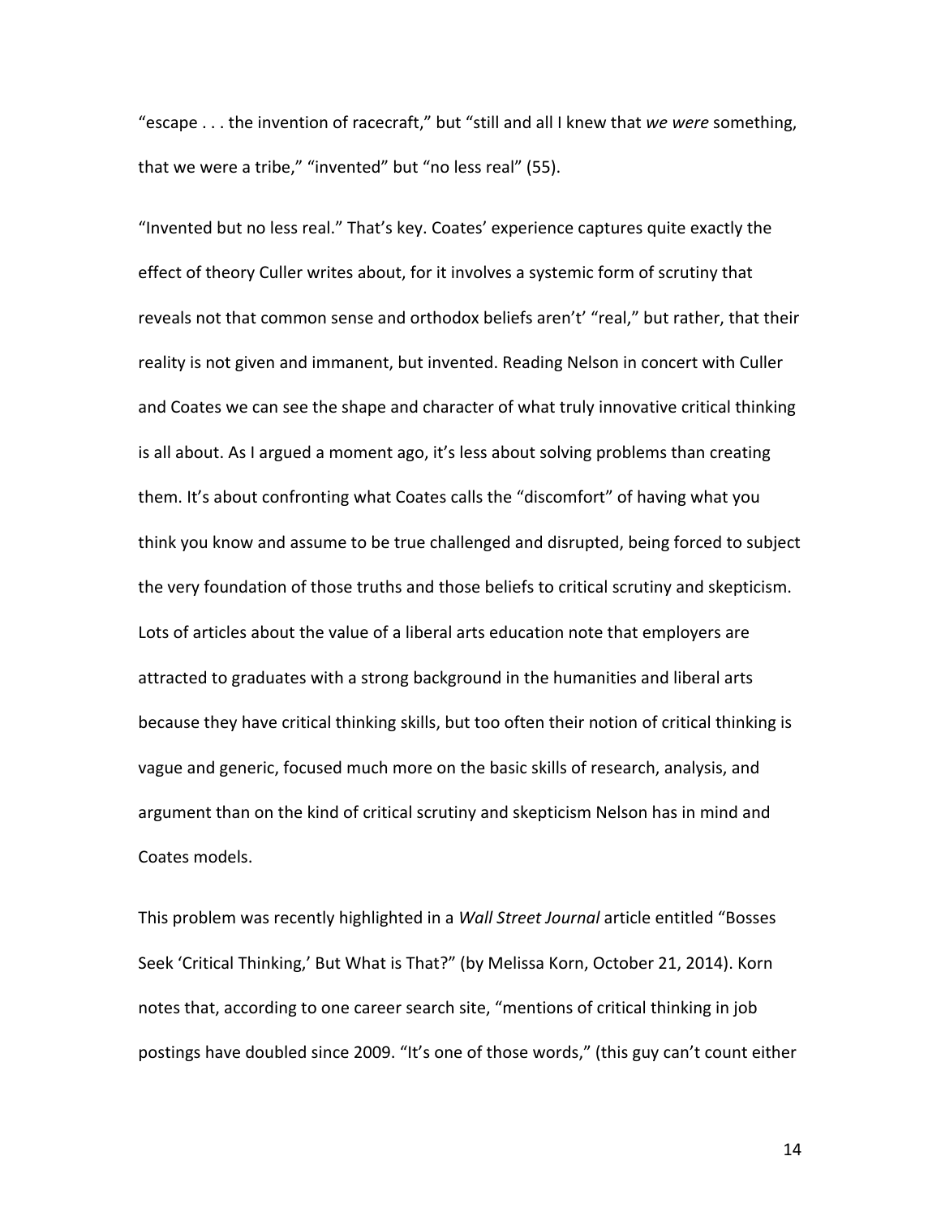"escape . . . the invention of racecraft," but "still and all I knew that *we were* something, that we were a tribe," "invented" but "no less real" (55).

"Invented but no less real." That's key. Coates' experience captures quite exactly the effect of theory Culler writes about, for it involves a systemic form of scrutiny that reveals not that common sense and orthodox beliefs aren't' "real," but rather, that their reality is not given and immanent, but invented. Reading Nelson in concert with Culler and Coates we can see the shape and character of what truly innovative critical thinking is all about. As I argued a moment ago, it's less about solving problems than creating them. It's about confronting what Coates calls the "discomfort" of having what you think you know and assume to be true challenged and disrupted, being forced to subject the very foundation of those truths and those beliefs to critical scrutiny and skepticism. Lots of articles about the value of a liberal arts education note that employers are attracted to graduates with a strong background in the humanities and liberal arts because they have critical thinking skills, but too often their notion of critical thinking is vague and generic, focused much more on the basic skills of research, analysis, and argument than on the kind of critical scrutiny and skepticism Nelson has in mind and Coates models.

This problem was recently highlighted in a *Wall Street Journal* article entitled "Bosses Seek 'Critical Thinking,' But What is That?" (by Melissa Korn, October 21, 2014). Korn notes that, according to one career search site, "mentions of critical thinking in job postings have doubled since 2009. "It's one of those words," (this guy can't count either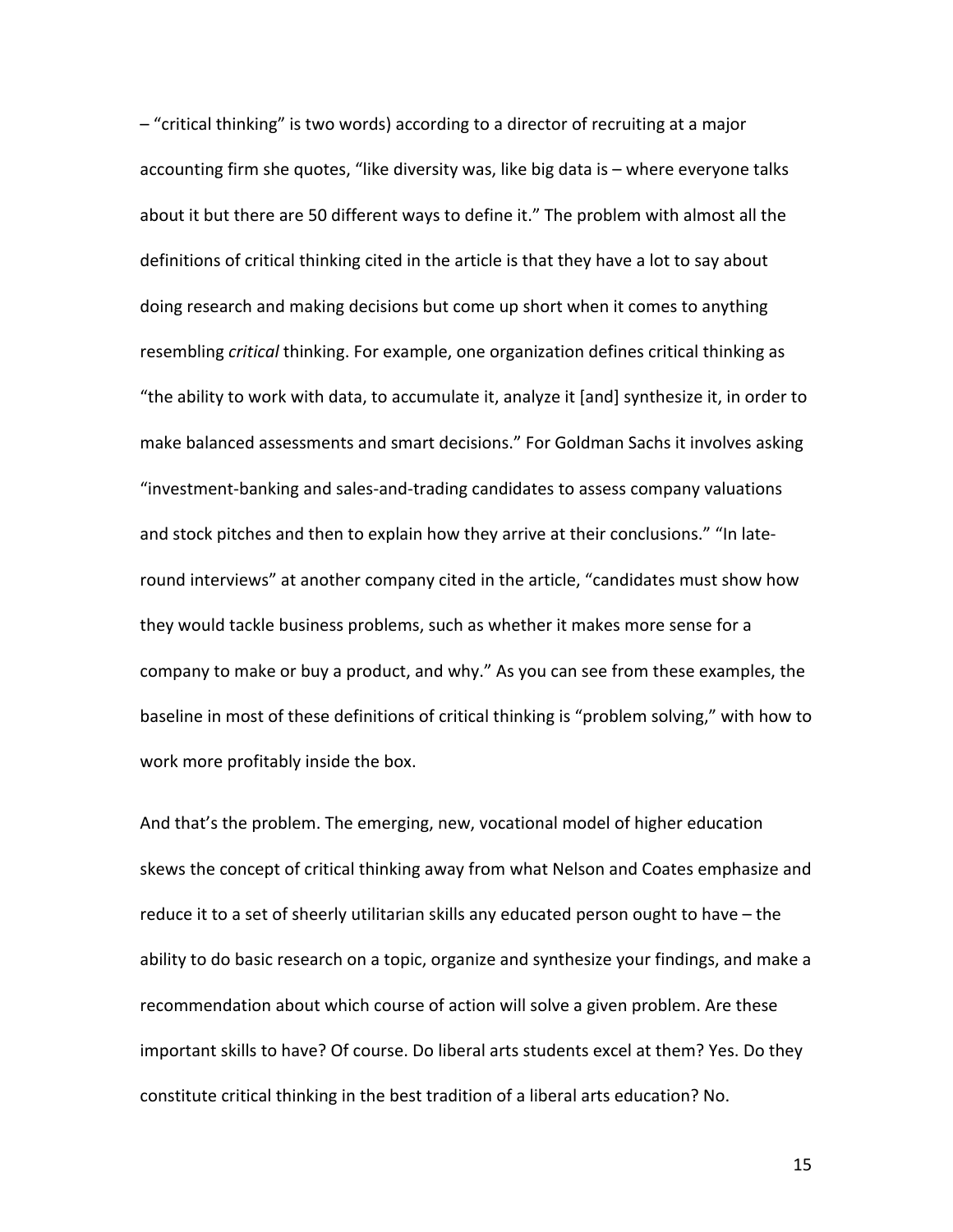– “critical thinking” is two words) according to a director of recruiting at a major accounting firm she quotes, “like diversity was, like big data is – where everyone talks about it but there are 50 different ways to define it.” The problem with almost all the definitions of critical thinking cited in the article is that they have a lot to say about doing research and making decisions but come up short when it comes to anything resembling *critical* thinking. For example, one organization defines critical thinking as “the ability to work with data, to accumulate it, analyze it [and] synthesize it, in order to make balanced assessments and smart decisions.” For Goldman Sachs it involves asking “investment-banking and sales-and-trading candidates to assess company valuations and stock pitches and then to explain how they arrive at their conclusions.” “In late-round interviews” at another company cited in the article, “candidates must show how they would tackle business problems, such as whether it makes more sense for a company to make or buy a product, and why.” As you can see from these examples, the baseline in most of these definitions of critical thinking is “problem solving,” with how to work more profitably inside the box.

And that’s the problem. The emerging, new, vocational model of higher education skews the concept of critical thinking away from what Nelson and Coates emphasize and reduce it to a set of sheerly utilitarian skills any educated person ought to have – the ability to do basic research on a topic, organize and synthesize your findings, and make a recommendation about which course of action will solve a given problem. Are these important skills to have? Of course. Do liberal arts students excel at them? Yes. Do they constitute critical thinking in the best tradition of a liberal arts education? No.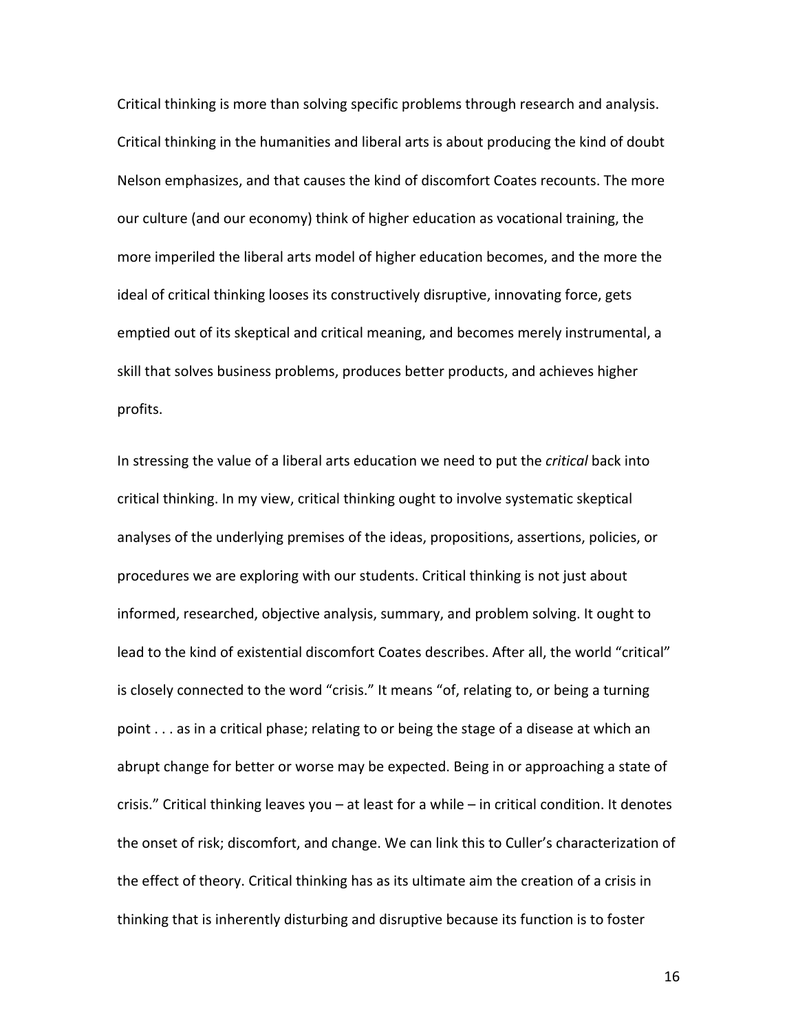Critical thinking is more than solving specific problems through research and analysis. Critical thinking in the humanities and liberal arts is about producing the kind of doubt Nelson emphasizes, and that causes the kind of discomfort Coates recounts. The more our culture (and our economy) think of higher education as vocational training, the more imperiled the liberal arts model of higher education becomes, and the more the ideal of critical thinking looses its constructively disruptive, innovating force, gets emptied out of its skeptical and critical meaning, and becomes merely instrumental, a skill that solves business problems, produces better products, and achieves higher profits.

In stressing the value of a liberal arts education we need to put the *critical* back into critical thinking. In my view, critical thinking ought to involve systematic skeptical analyses of the underlying premises of the ideas, propositions, assertions, policies, or procedures we are exploring with our students. Critical thinking is not just about informed, researched, objective analysis, summary, and problem solving. It ought to lead to the kind of existential discomfort Coates describes. After all, the world "critical" is closely connected to the word "crisis." It means "of, relating to, or being a turning point . . . as in a critical phase; relating to or being the stage of a disease at which an abrupt change for better or worse may be expected. Being in or approaching a state of crisis." Critical thinking leaves you – at least for a while – in critical condition. It denotes the onset of risk; discomfort, and change. We can link this to Culler's characterization of the effect of theory. Critical thinking has as its ultimate aim the creation of a crisis in thinking that is inherently disturbing and disruptive because its function is to foster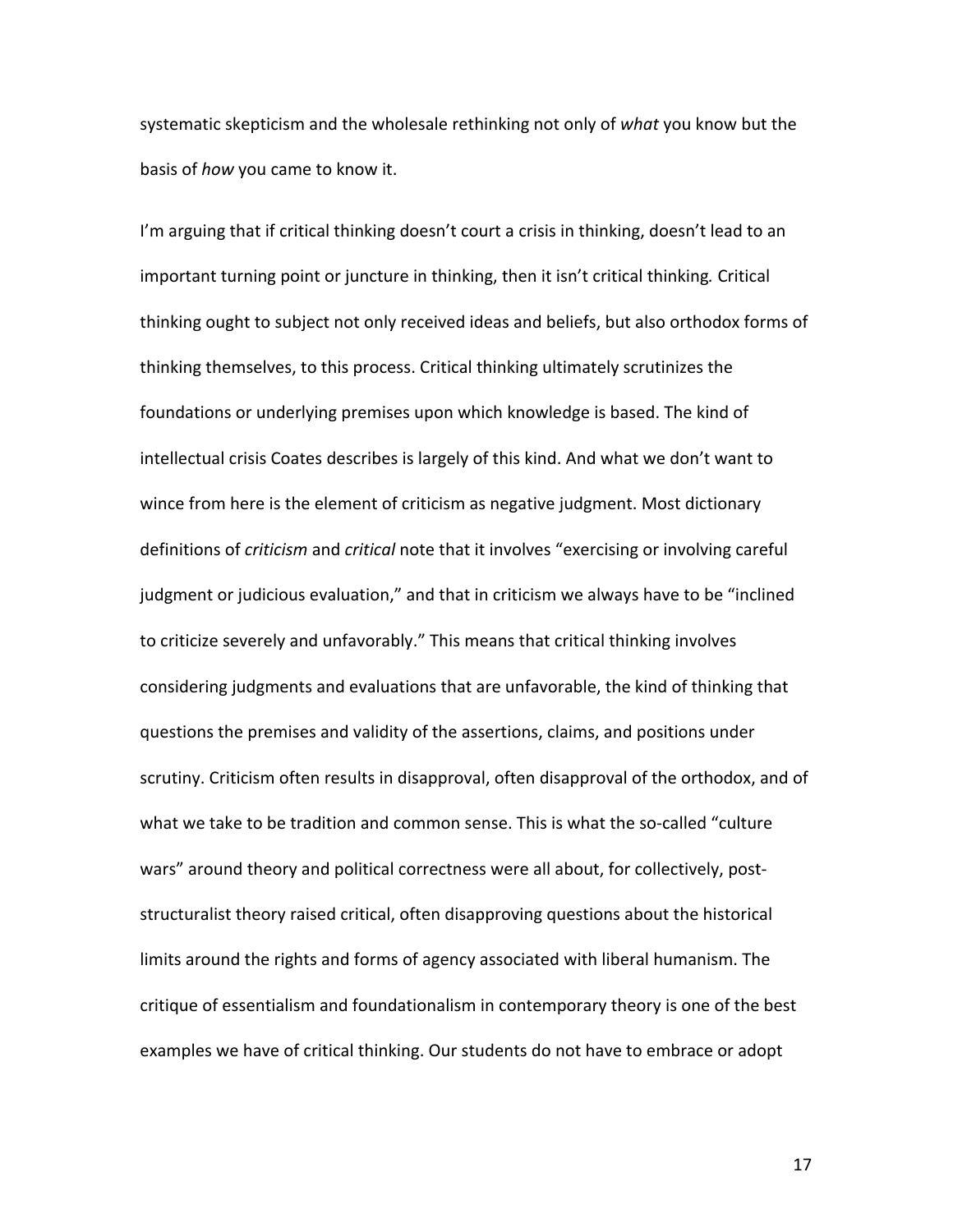systematic skepticism and the wholesale rethinking not only of *what* you know but the basis of *how* you came to know it.

I'm arguing that if critical thinking doesn't court a crisis in thinking, doesn't lead to an important turning point or juncture in thinking, then it isn't critical thinking. Critical thinking ought to subject not only received ideas and beliefs, but also orthodox forms of thinking themselves, to this process. Critical thinking ultimately scrutinizes the foundations or underlying premises upon which knowledge is based. The kind of intellectual crisis Coates describes is largely of this kind. And what we don't want to wince from here is the element of criticism as negative judgment. Most dictionary definitions of *criticism* and *critical* note that it involves "exercising or involving careful judgment or judicious evaluation," and that in criticism we always have to be "inclined to criticize severely and unfavorably." This means that critical thinking involves considering judgments and evaluations that are unfavorable, the kind of thinking that questions the premises and validity of the assertions, claims, and positions under scrutiny. Criticism often results in disapproval, often disapproval of the orthodox, and of what we take to be tradition and common sense. This is what the so-called "culture wars" around theory and political correctness were all about, for collectively, post-structuralist theory raised critical, often disapproving questions about the historical limits around the rights and forms of agency associated with liberal humanism. The critique of essentialism and foundationalism in contemporary theory is one of the best examples we have of critical thinking. Our students do not have to embrace or adopt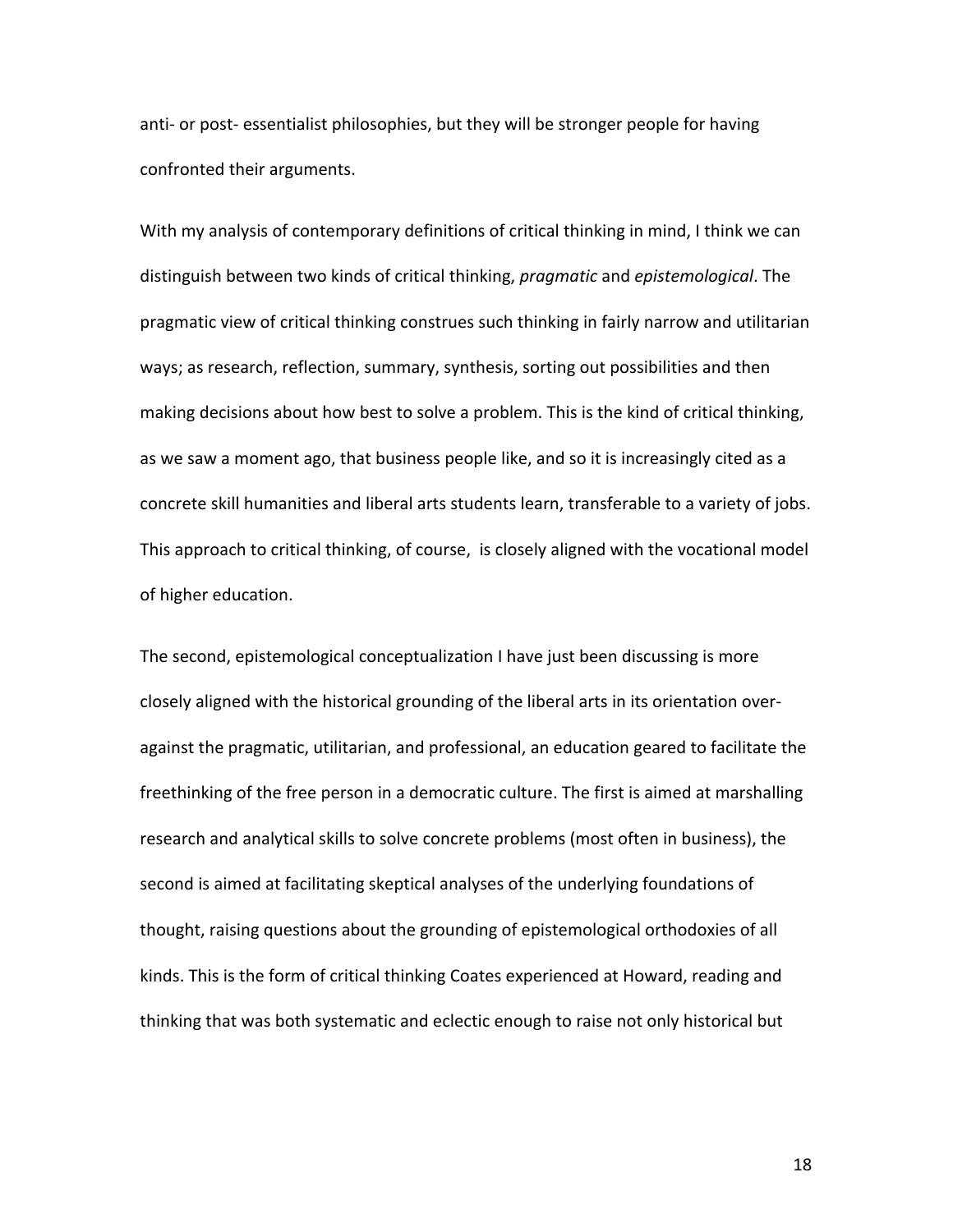anti- or post- essentialist philosophies, but they will be stronger people for having confronted their arguments.

With my analysis of contemporary definitions of critical thinking in mind, I think we can distinguish between two kinds of critical thinking, *pragmatic* and *epistemological*. The pragmatic view of critical thinking construes such thinking in fairly narrow and utilitarian ways; as research, reflection, summary, synthesis, sorting out possibilities and then making decisions about how best to solve a problem. This is the kind of critical thinking, as we saw a moment ago, that business people like, and so it is increasingly cited as a concrete skill humanities and liberal arts students learn, transferable to a variety of jobs. This approach to critical thinking, of course, is closely aligned with the vocational model of higher education.

The second, epistemological conceptualization I have just been discussing is more closely aligned with the historical grounding of the liberal arts in its orientation over-against the pragmatic, utilitarian, and professional, an education geared to facilitate the freethinking of the free person in a democratic culture. The first is aimed at marshalling research and analytical skills to solve concrete problems (most often in business), the second is aimed at facilitating skeptical analyses of the underlying foundations of thought, raising questions about the grounding of epistemological orthodoxies of all kinds. This is the form of critical thinking Coates experienced at Howard, reading and thinking that was both systematic and eclectic enough to raise not only historical but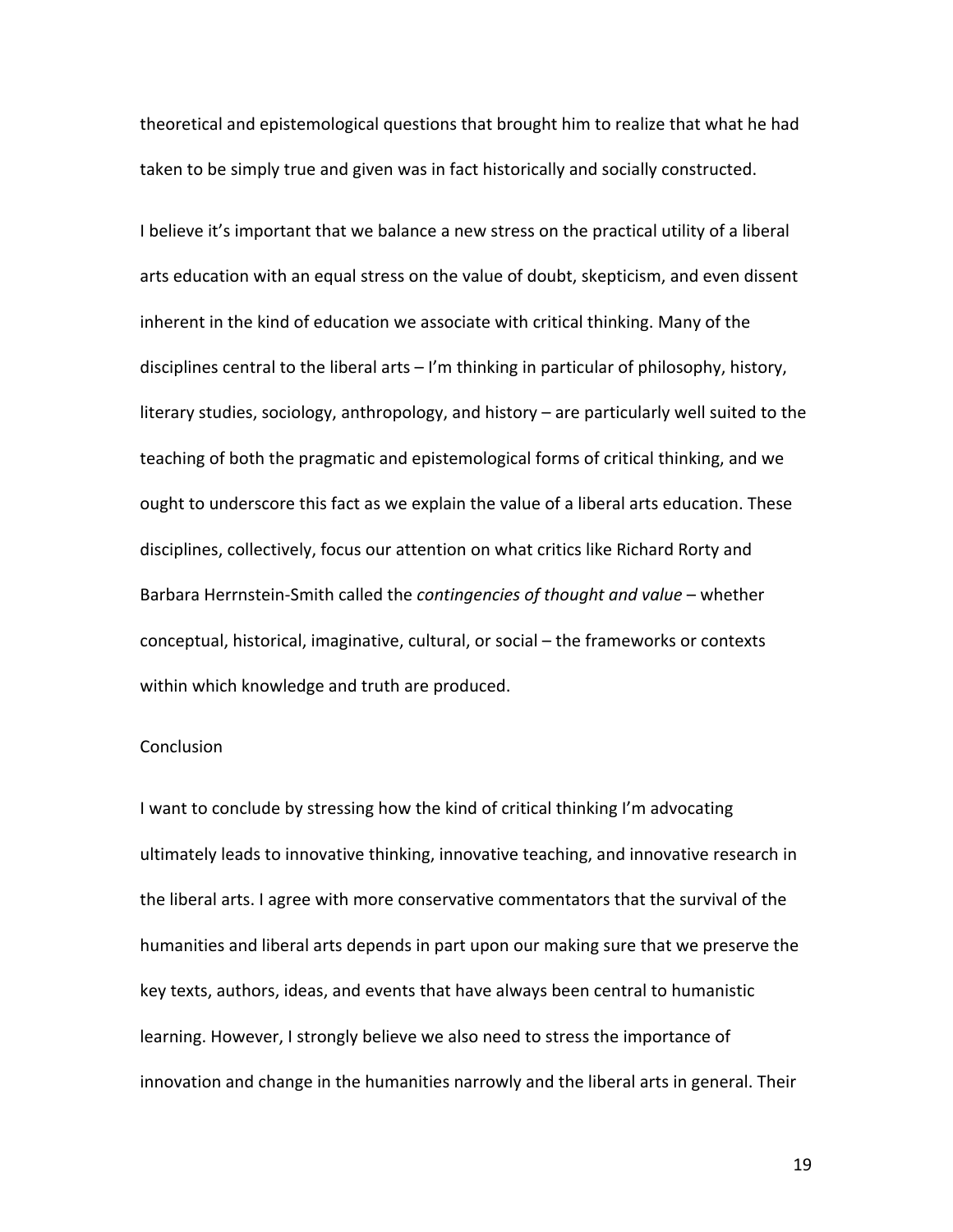theoretical and epistemological questions that brought him to realize that what he had taken to be simply true and given was in fact historically and socially constructed.

I believe it's important that we balance a new stress on the practical utility of a liberal arts education with an equal stress on the value of doubt, skepticism, and even dissent inherent in the kind of education we associate with critical thinking. Many of the disciplines central to the liberal arts – I'm thinking in particular of philosophy, history, literary studies, sociology, anthropology, and history – are particularly well suited to the teaching of both the pragmatic and epistemological forms of critical thinking, and we ought to underscore this fact as we explain the value of a liberal arts education. These disciplines, collectively, focus our attention on what critics like Richard Rorty and Barbara Herrnstein-Smith called the *contingencies of thought and value* – whether conceptual, historical, imaginative, cultural, or social – the frameworks or contexts within which knowledge and truth are produced.

## Conclusion

I want to conclude by stressing how the kind of critical thinking I'm advocating ultimately leads to innovative thinking, innovative teaching, and innovative research in the liberal arts. I agree with more conservative commentators that the survival of the humanities and liberal arts depends in part upon our making sure that we preserve the key texts, authors, ideas, and events that have always been central to humanistic learning. However, I strongly believe we also need to stress the importance of innovation and change in the humanities narrowly and the liberal arts in general. Their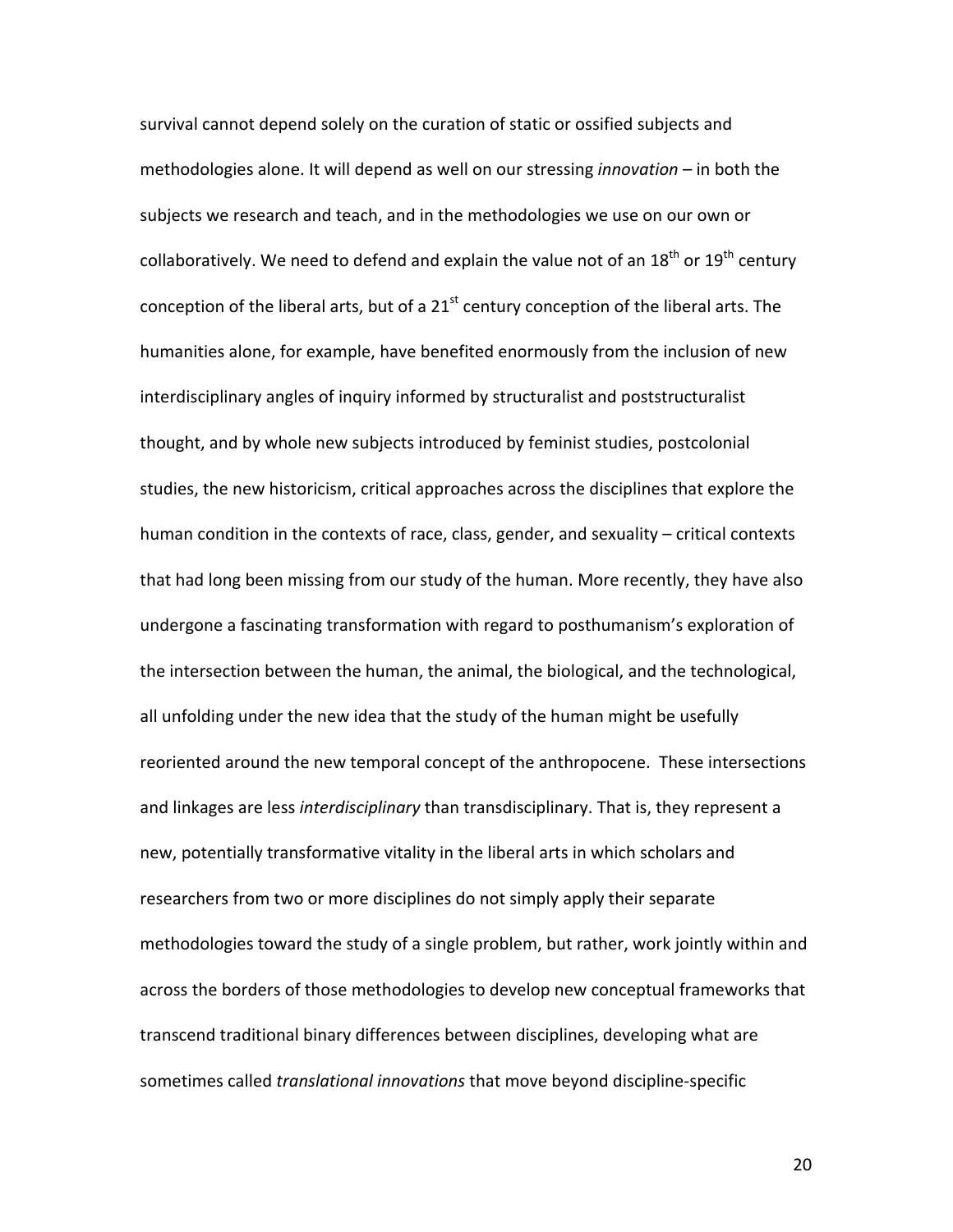survival cannot depend solely on the curation of static or ossified subjects and methodologies alone. It will depend as well on our stressing *innovation* – in both the subjects we research and teach, and in the methodologies we use on our own or collaboratively. We need to defend and explain the value not of an 18th or 19th century conception of the liberal arts, but of a 21st century conception of the liberal arts. The humanities alone, for example, have benefited enormously from the inclusion of new interdisciplinary angles of inquiry informed by structuralist and poststructuralist thought, and by whole new subjects introduced by feminist studies, postcolonial studies, the new historicism, critical approaches across the disciplines that explore the human condition in the contexts of race, class, gender, and sexuality – critical contexts that had long been missing from our study of the human. More recently, they have also undergone a fascinating transformation with regard to posthumanism's exploration of the intersection between the human, the animal, the biological, and the technological, all unfolding under the new idea that the study of the human might be usefully reoriented around the new temporal concept of the anthropocene. These intersections and linkages are less *interdisciplinary* than transdisciplinary. That is, they represent a new, potentially transformative vitality in the liberal arts in which scholars and researchers from two or more disciplines do not simply apply their separate methodologies toward the study of a single problem, but rather, work jointly within and across the borders of those methodologies to develop new conceptual frameworks that transcend traditional binary differences between disciplines, developing what are sometimes called *translational innovations* that move beyond discipline-specific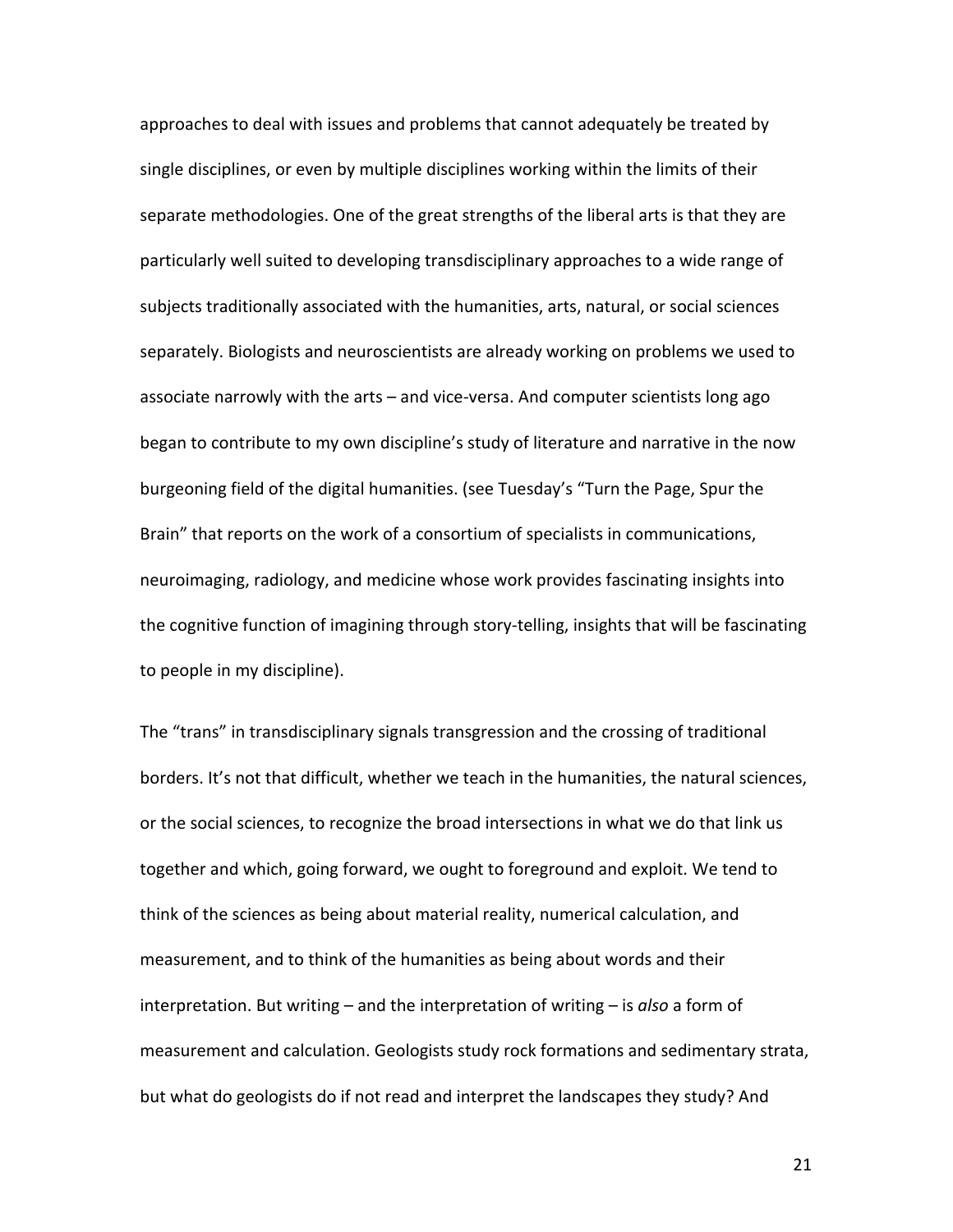approaches to deal with issues and problems that cannot adequately be treated by single disciplines, or even by multiple disciplines working within the limits of their separate methodologies. One of the great strengths of the liberal arts is that they are particularly well suited to developing transdisciplinary approaches to a wide range of subjects traditionally associated with the humanities, arts, natural, or social sciences separately. Biologists and neuroscientists are already working on problems we used to associate narrowly with the arts – and vice-versa. And computer scientists long ago began to contribute to my own discipline's study of literature and narrative in the now burgeoning field of the digital humanities. (see Tuesday's "Turn the Page, Spur the Brain" that reports on the work of a consortium of specialists in communications, neuroimaging, radiology, and medicine whose work provides fascinating insights into the cognitive function of imagining through story-telling, insights that will be fascinating to people in my discipline).

The "trans" in transdisciplinary signals transgression and the crossing of traditional borders. It's not that difficult, whether we teach in the humanities, the natural sciences, or the social sciences, to recognize the broad intersections in what we do that link us together and which, going forward, we ought to foreground and exploit. We tend to think of the sciences as being about material reality, numerical calculation, and measurement, and to think of the humanities as being about words and their interpretation. But writing – and the interpretation of writing – is *also* a form of measurement and calculation. Geologists study rock formations and sedimentary strata, but what do geologists do if not read and interpret the landscapes they study? And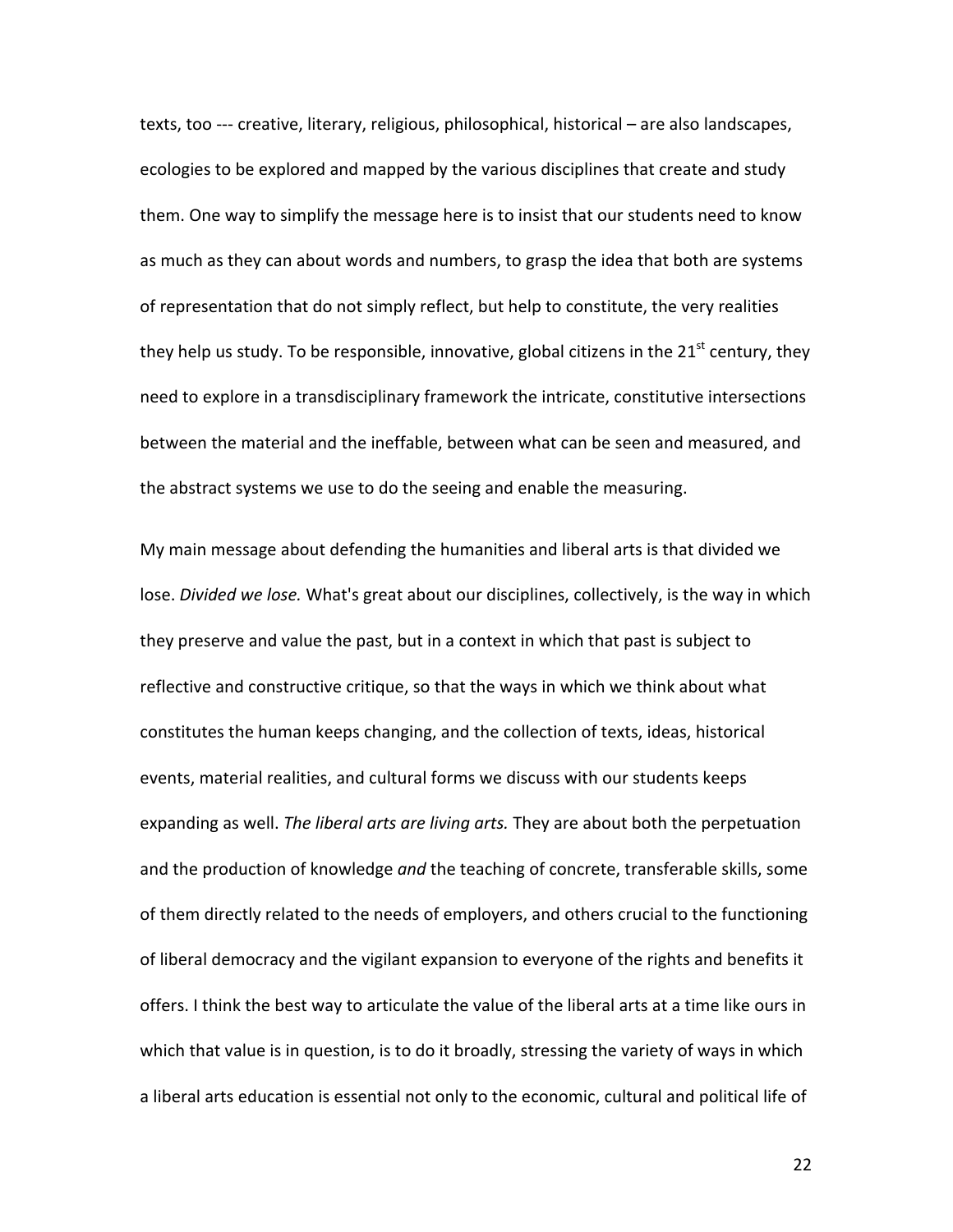texts, too --- creative, literary, religious, philosophical, historical – are also landscapes, ecologies to be explored and mapped by the various disciplines that create and study them. One way to simplify the message here is to insist that our students need to know as much as they can about words and numbers, to grasp the idea that both are systems of representation that do not simply reflect, but help to constitute, the very realities they help us study. To be responsible, innovative, global citizens in the 21st century, they need to explore in a transdisciplinary framework the intricate, constitutive intersections between the material and the ineffable, between what can be seen and measured, and the abstract systems we use to do the seeing and enable the measuring.

My main message about defending the humanities and liberal arts is that divided we lose. *Divided we lose.* What's great about our disciplines, collectively, is the way in which they preserve and value the past, but in a context in which that past is subject to reflective and constructive critique, so that the ways in which we think about what constitutes the human keeps changing, and the collection of texts, ideas, historical events, material realities, and cultural forms we discuss with our students keeps expanding as well. *The liberal arts are living arts.* They are about both the perpetuation and the production of knowledge *and* the teaching of concrete, transferable skills, some of them directly related to the needs of employers, and others crucial to the functioning of liberal democracy and the vigilant expansion to everyone of the rights and benefits it offers. I think the best way to articulate the value of the liberal arts at a time like ours in which that value is in question, is to do it broadly, stressing the variety of ways in which a liberal arts education is essential not only to the economic, cultural and political life of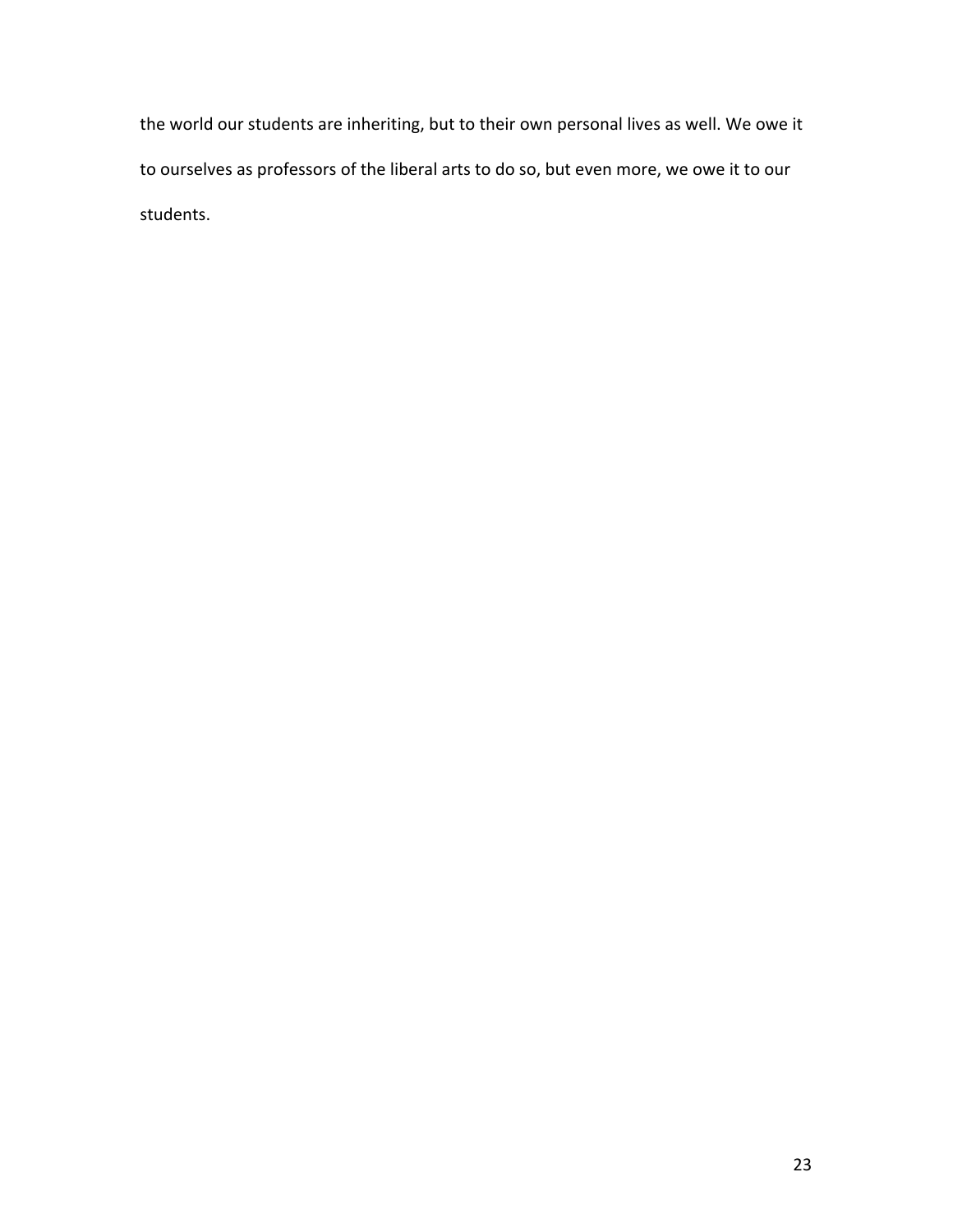the world our students are inheriting, but to their own personal lives as well. We owe it to ourselves as professors of the liberal arts to do so, but even more, we owe it to our students.